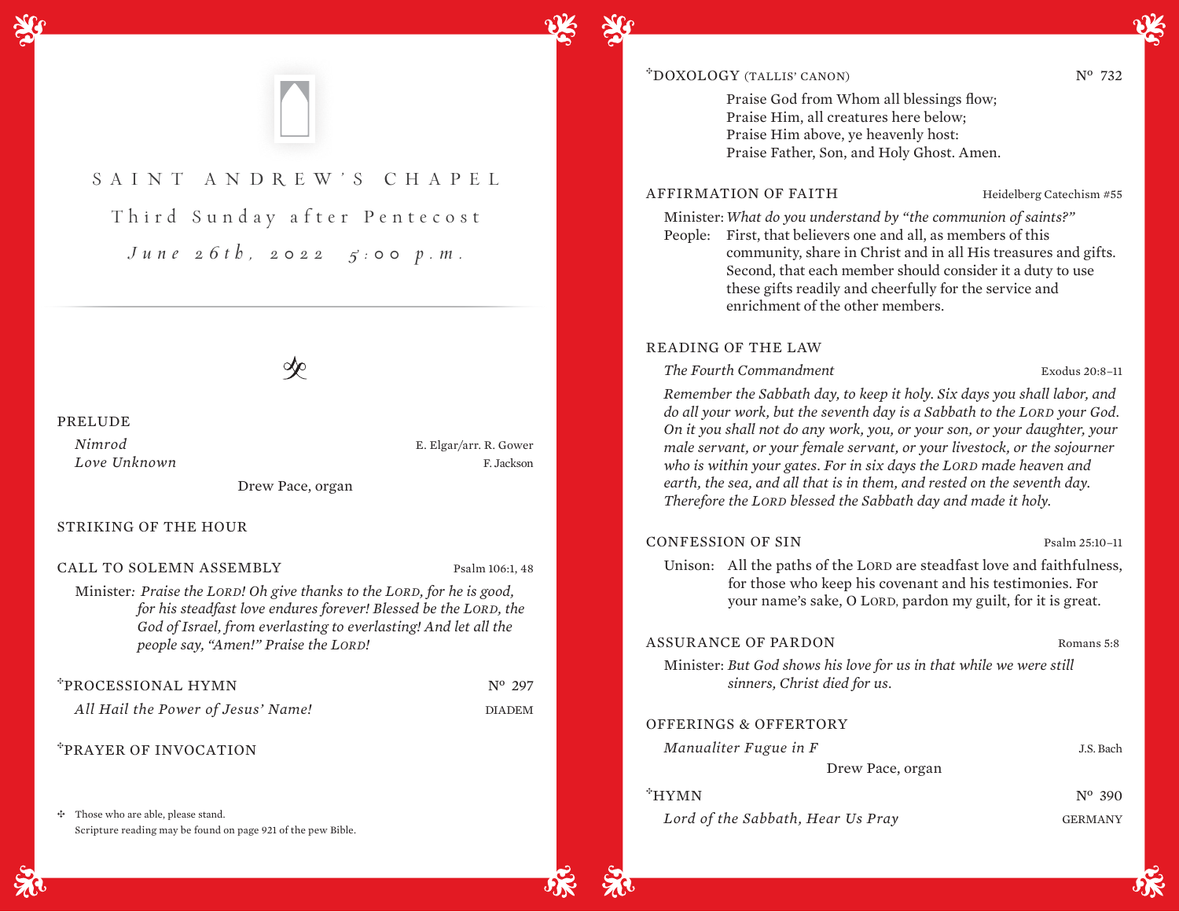# SAINT ANDREW'S CHAPEL

## Third Sunday after Pentecost

*June 26th, 2022 5:00 p.m.*

---

PRELUDE

*Nimrod* — E. Elgar/arr. R. Gower
*Love Unknown* — F. Jackson

Drew Pace, organ

STRIKING OF THE HOUR

CALL TO SOLEMN ASSEMBLY — Psalm 106:1, 48

Minister: *Praise the LORD! Oh give thanks to the LORD, for he is good, for his steadfast love endures forever! Blessed be the LORD, the God of Israel, from everlasting to everlasting! And let all the people say, "Amen!" Praise the LORD!*

✣PROCESSIONAL HYMN — Nº 297

*All Hail the Power of Jesus' Name!* — DIADEM

✣PRAYER OF INVOCATION

✣ Those who are able, please stand.
Scripture reading may be found on page 921 of the pew Bible.

✣DOXOLOGY (TALLIS' CANON) — Nº 732

Praise God from Whom all blessings flow;
Praise Him, all creatures here below;
Praise Him above, ye heavenly host:
Praise Father, Son, and Holy Ghost. Amen.

AFFIRMATION OF FAITH — Heidelberg Catechism #55

Minister: *What do you understand by "the communion of saints?"*
People: First, that believers one and all, as members of this community, share in Christ and in all His treasures and gifts. Second, that each member should consider it a duty to use these gifts readily and cheerfully for the service and enrichment of the other members.

READING OF THE LAW

*The Fourth Commandment* — Exodus 20:8–11

*Remember the Sabbath day, to keep it holy. Six days you shall labor, and do all your work, but the seventh day is a Sabbath to the LORD your God. On it you shall not do any work, you, or your son, or your daughter, your male servant, or your female servant, or your livestock, or the sojourner who is within your gates. For in six days the LORD made heaven and earth, the sea, and all that is in them, and rested on the seventh day. Therefore the LORD blessed the Sabbath day and made it holy.*

CONFESSION OF SIN — Psalm 25:10–11

Unison: All the paths of the LORD are steadfast love and faithfulness, for those who keep his covenant and his testimonies. For your name's sake, O LORD, pardon my guilt, for it is great.

ASSURANCE OF PARDON — Romans 5:8

Minister: *But God shows his love for us in that while we were still sinners, Christ died for us.*

OFFERINGS & OFFERTORY

*Manualiter Fugue in F* — J.S. Bach

Drew Pace, organ

✣HYMN — Nº 390

*Lord of the Sabbath, Hear Us Pray* — GERMANY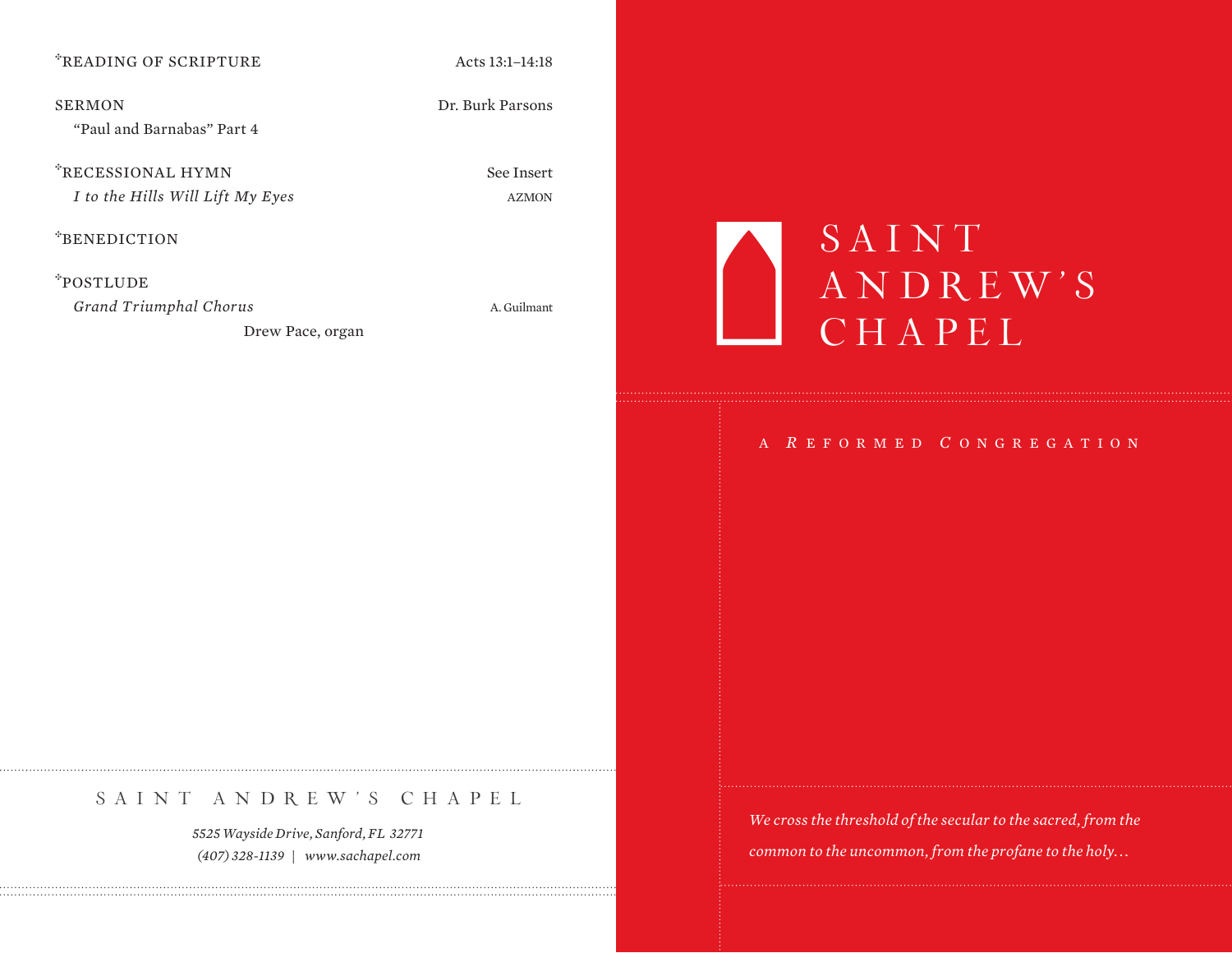*READING OF SCRIPTURE — Acts 13:1–14:18

SERMON — Dr. Burk Parsons
"Paul and Barnabas" Part 4

*RECESSIONAL HYMN — See Insert
*I to the Hills Will Lift My Eyes* — AZMON

*BENEDICTION

*POSTLUDE
*Grand Triumphal Chorus* — A. Guilmant
Drew Pace, organ

SAINT ANDREW'S CHAPEL

*5525 Wayside Drive, Sanford, FL 32771*
*(407) 328-1139 | www.sachapel.com*

# SAINT ANDREW'S CHAPEL

A REFORMED CONGREGATION

*We cross the threshold of the secular to the sacred, from the common to the uncommon, from the profane to the holy…*